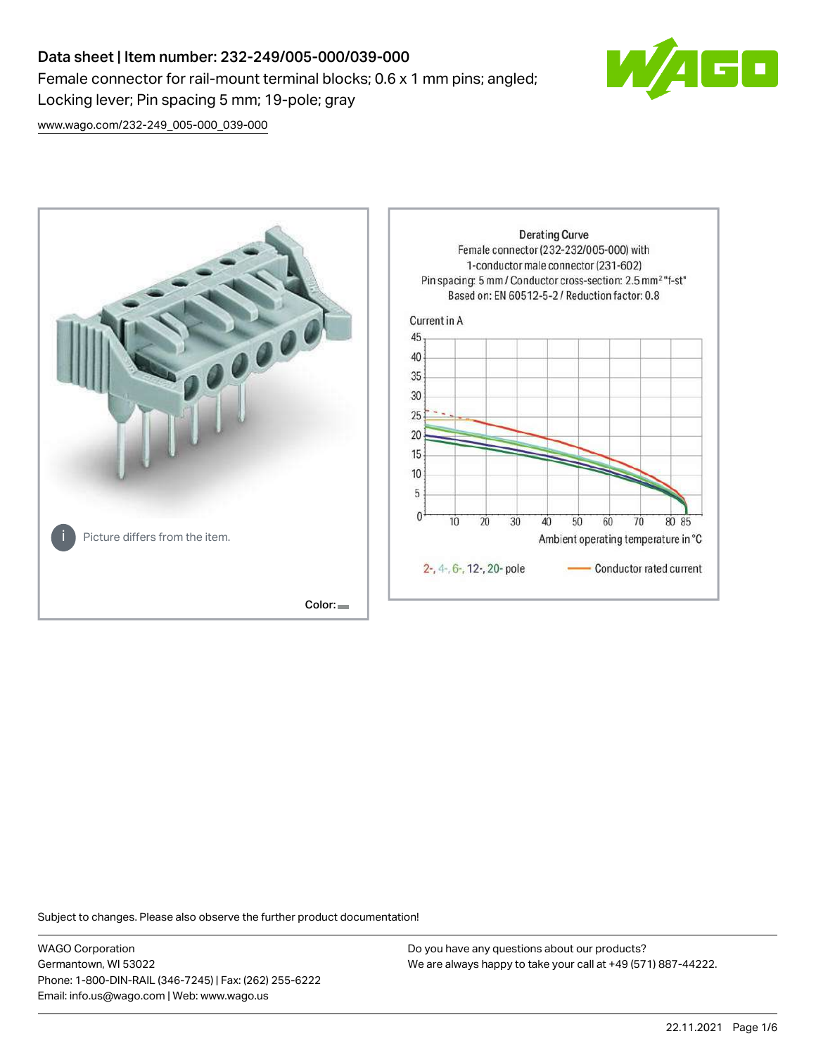# Data sheet | Item number: 232-249/005-000/039-000

Female connector for rail-mount terminal blocks; 0.6 x 1 mm pins; angled; Locking lever; Pin spacing 5 mm; 19-pole; gray

www.wago.com/232-249_005-000_039-000

Picture differs from the item.

Color:

Derating Curve
Female connector (232-232/005-000) with 1-conductor male connector (231-602)
Pin spacing: 5 mm / Conductor cross-section: 2.5 mm² "f-st"
Based on: EN 60512-5-2 / Reduction factor: 0.8

Current in A

Ambient operating temperature in °C

2-, 4-, 6-, 12-, 20- pole — Conductor rated current

Subject to changes. Please also observe the further product documentation!

WAGO Corporation
Germantown, WI 53022
Phone: 1-800-DIN-RAIL (346-7245) | Fax: (262) 255-6222
Email: info.us@wago.com | Web: www.wago.us

Do you have any questions about our products?
We are always happy to take your call at +49 (571) 887-44222.

22.11.2021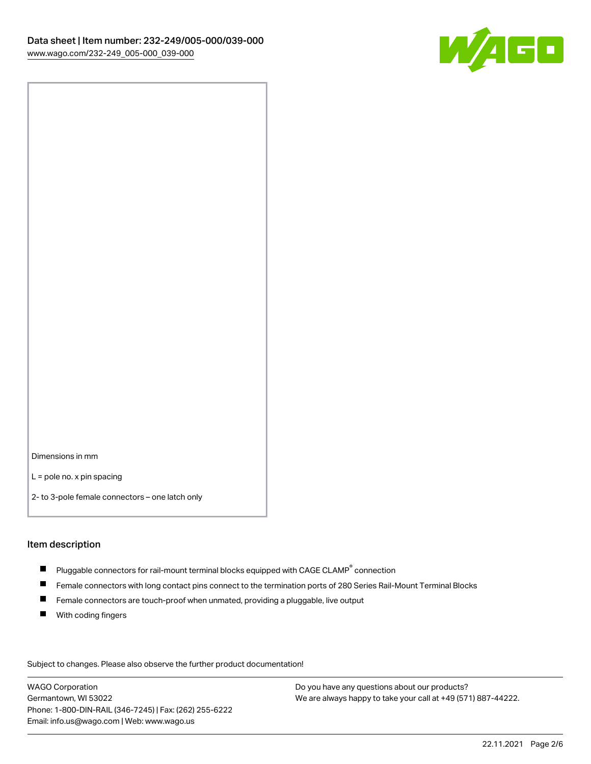Dimensions in mm

L = pole no. x pin spacing

2- to 3-pole female connectors – one latch only

## Item description

- Pluggable connectors for rail-mount terminal blocks equipped with CAGE CLAMP® connection
- Female connectors with long contact pins connect to the termination ports of 280 Series Rail-Mount Terminal Blocks
- Female connectors are touch-proof when unmated, providing a pluggable, live output
- With coding fingers

Subject to changes. Please also observe the further product documentation!

WAGO Corporation
Germantown, WI 53022
Phone: 1-800-DIN-RAIL (346-7245) | Fax: (262) 255-6222
Email: info.us@wago.com | Web: www.wago.us

Do you have any questions about our products?
We are always happy to take your call at +49 (571) 887-44222.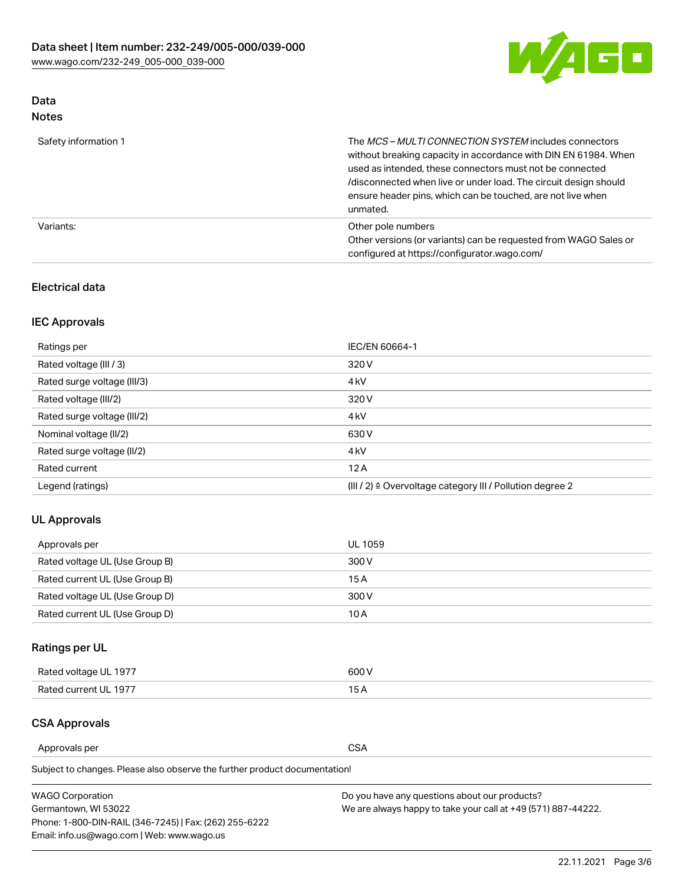## Data

### Notes

| | |
|---|---|
| Safety information 1 | The *MCS – MULTI CONNECTION SYSTEM* includes connectors without breaking capacity in accordance with DIN EN 61984. When used as intended, these connectors must not be connected /disconnected when live or under load. The circuit design should ensure header pins, which can be touched, are not live when unmated. |
| Variants: | Other pole numbers<br>Other versions (or variants) can be requested from WAGO Sales or configured at https://configurator.wago.com/ |

### Electrical data

#### IEC Approvals

| | |
|---|---|
| Ratings per | IEC/EN 60664-1 |
| Rated voltage (III / 3) | 320 V |
| Rated surge voltage (III/3) | 4 kV |
| Rated voltage (III/2) | 320 V |
| Rated surge voltage (III/2) | 4 kV |
| Nominal voltage (II/2) | 630 V |
| Rated surge voltage (II/2) | 4 kV |
| Rated current | 12 A |
| Legend (ratings) | (III / 2) ≙ Overvoltage category III / Pollution degree 2 |

#### UL Approvals

| | |
|---|---|
| Approvals per | UL 1059 |
| Rated voltage UL (Use Group B) | 300 V |
| Rated current UL (Use Group B) | 15 A |
| Rated voltage UL (Use Group D) | 300 V |
| Rated current UL (Use Group D) | 10 A |

#### Ratings per UL

| | |
|---|---|
| Rated voltage UL 1977 | 600 V |
| Rated current UL 1977 | 15 A |

#### CSA Approvals

| | |
|---|---|
| Approvals per | CSA |

Subject to changes. Please also observe the further product documentation!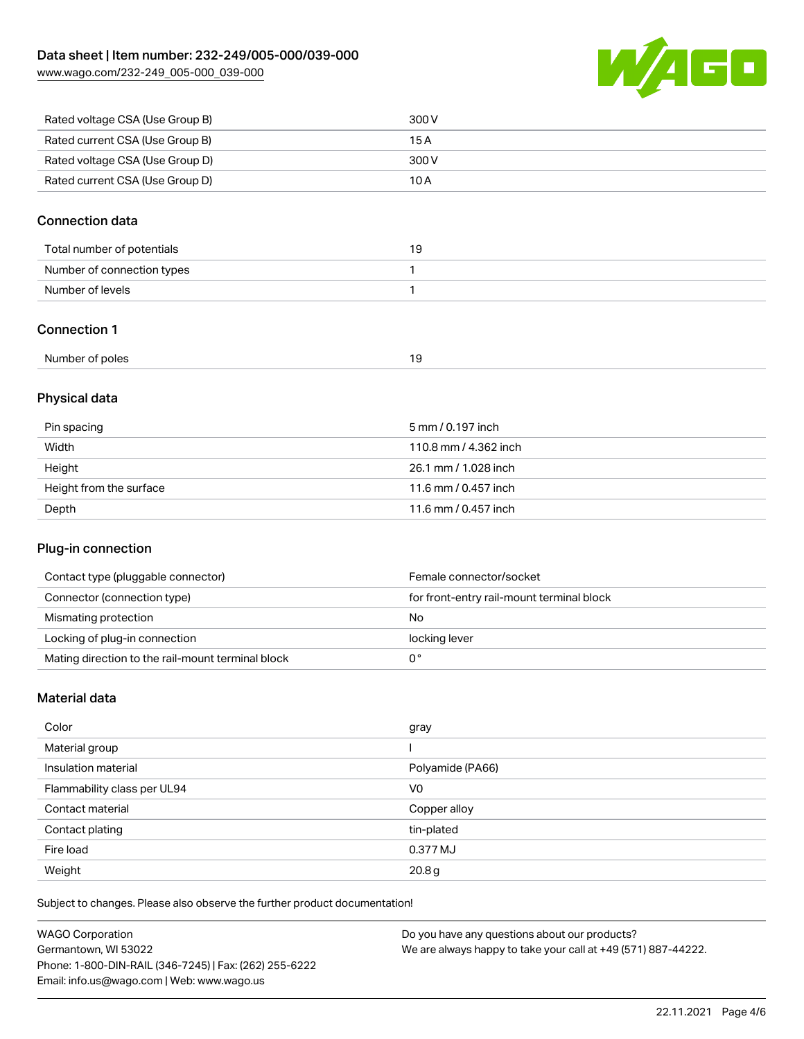| | |
|---|---|
| Rated voltage CSA (Use Group B) | 300 V |
| Rated current CSA (Use Group B) | 15 A |
| Rated voltage CSA (Use Group D) | 300 V |
| Rated current CSA (Use Group D) | 10 A |

## Connection data

| | |
|---|---|
| Total number of potentials | 19 |
| Number of connection types | 1 |
| Number of levels | 1 |

## Connection 1

| | |
|---|---|
| Number of poles | 19 |

## Physical data

| | |
|---|---|
| Pin spacing | 5 mm / 0.197 inch |
| Width | 110.8 mm / 4.362 inch |
| Height | 26.1 mm / 1.028 inch |
| Height from the surface | 11.6 mm / 0.457 inch |
| Depth | 11.6 mm / 0.457 inch |

## Plug-in connection

| | |
|---|---|
| Contact type (pluggable connector) | Female connector/socket |
| Connector (connection type) | for front-entry rail-mount terminal block |
| Mismating protection | No |
| Locking of plug-in connection | locking lever |
| Mating direction to the rail-mount terminal block | 0 ° |

## Material data

| | |
|---|---|
| Color | gray |
| Material group | I |
| Insulation material | Polyamide (PA66) |
| Flammability class per UL94 | V0 |
| Contact material | Copper alloy |
| Contact plating | tin-plated |
| Fire load | 0.377 MJ |
| Weight | 20.8 g |

Subject to changes. Please also observe the further product documentation!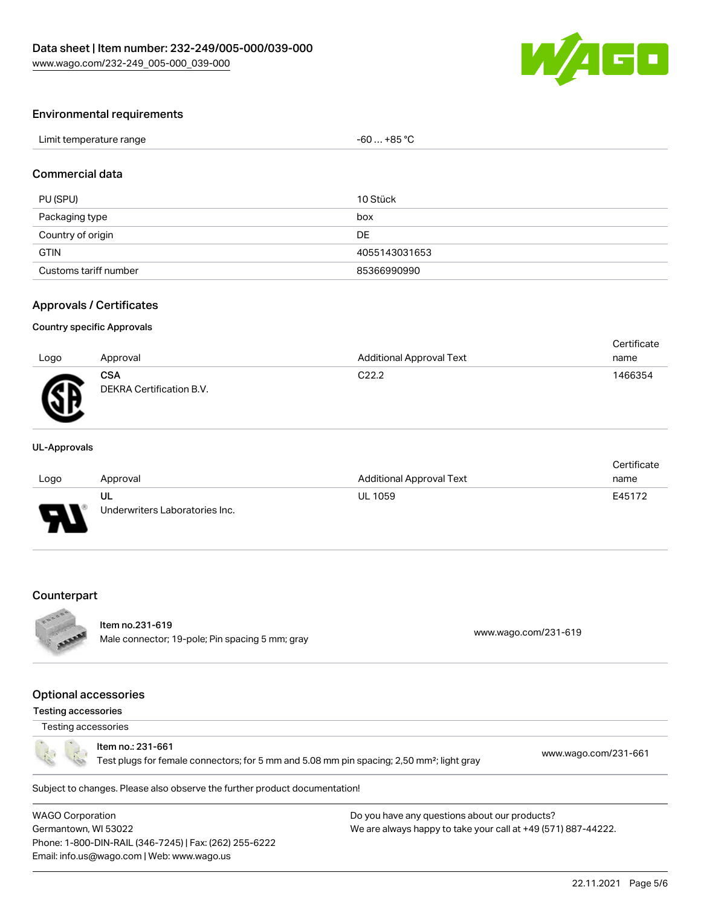## Environmental requirements

| Limit temperature range | -60 … +85 °C |
|---|---|

## Commercial data

| PU (SPU) | 10 Stück |
|---|---|
| Packaging type | box |
| Country of origin | DE |
| GTIN | 4055143031653 |
| Customs tariff number | 85366990990 |

## Approvals / Certificates

### Country specific Approvals

| Logo | Approval | Additional Approval Text | Certificate name |
|---|---|---|---|
| | **CSA**<br>DEKRA Certification B.V. | C22.2 | 1466354 |

### UL-Approvals

| Logo | Approval | Additional Approval Text | Certificate name |
|---|---|---|---|
| | **UL**<br>Underwriters Laboratories Inc. | UL 1059 | E45172 |

## Counterpart

**Item no.231-619**
Male connector; 19-pole; Pin spacing 5 mm; gray
www.wago.com/231-619

## Optional accessories

### Testing accessories

Testing accessories

**Item no.: 231-661**
Test plugs for female connectors; for 5 mm and 5.08 mm pin spacing; 2,50 mm²; light gray
www.wago.com/231-661

Subject to changes. Please also observe the further product documentation!

WAGO Corporation
Germantown, WI 53022
Phone: 1-800-DIN-RAIL (346-7245) | Fax: (262) 255-6222
Email: info.us@wago.com | Web: www.wago.us

Do you have any questions about our products?
We are always happy to take your call at +49 (571) 887-44222.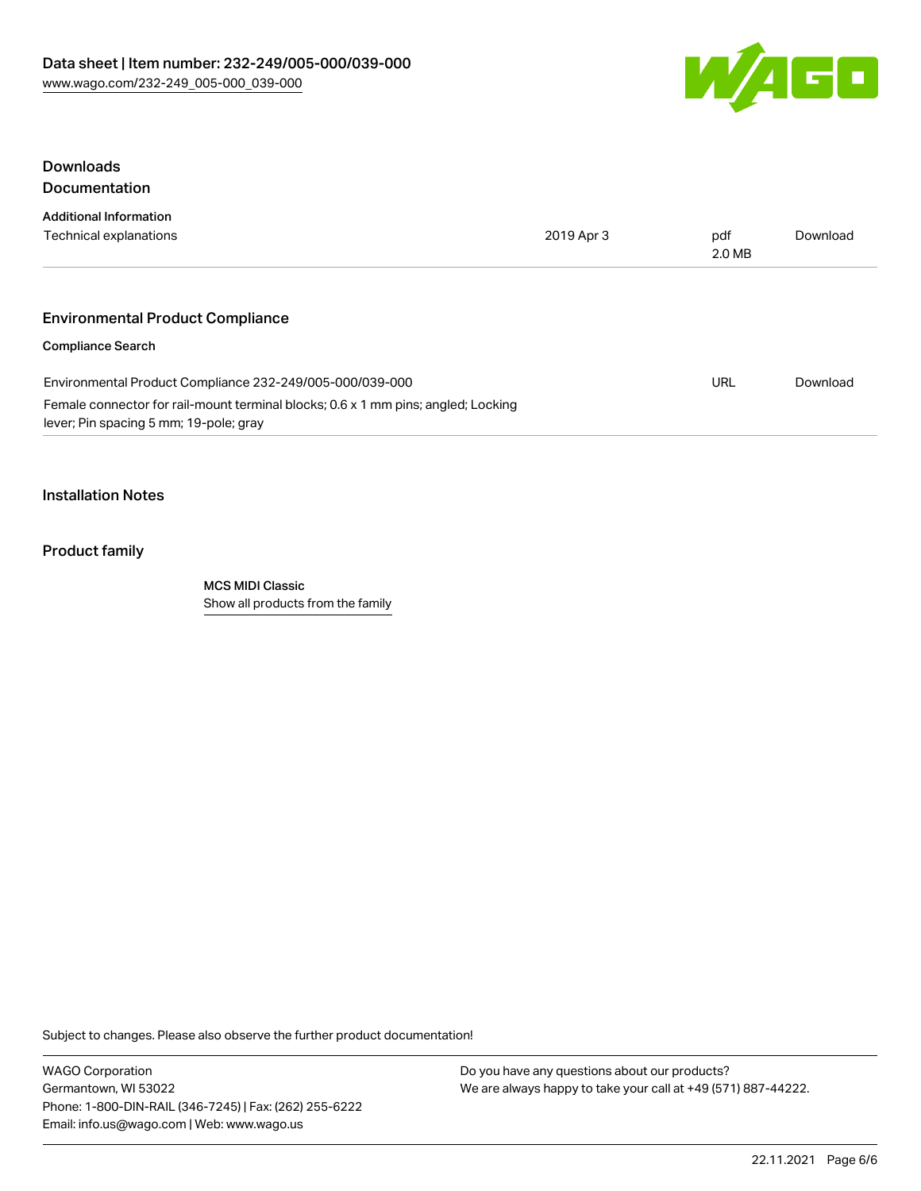## Downloads

### Documentation

**Additional Information**

| | | | |
|---|---|---|---|
| Technical explanations | 2019 Apr 3 | pdf 2.0 MB | Download |

### Environmental Product Compliance

**Compliance Search**

| | | |
|---|---|---|
| Environmental Product Compliance 232-249/005-000/039-000 Female connector for rail-mount terminal blocks; 0.6 x 1 mm pins; angled; Locking lever; Pin spacing 5 mm; 19-pole; gray | URL | Download |

### Installation Notes

### Product family

MCS MIDI Classic
Show all products from the family

Subject to changes. Please also observe the further product documentation!

WAGO Corporation
Germantown, WI 53022
Phone: 1-800-DIN-RAIL (346-7245) | Fax: (262) 255-6222
Email: info.us@wago.com | Web: www.wago.us

Do you have any questions about our products?
We are always happy to take your call at +49 (571) 887-44222.